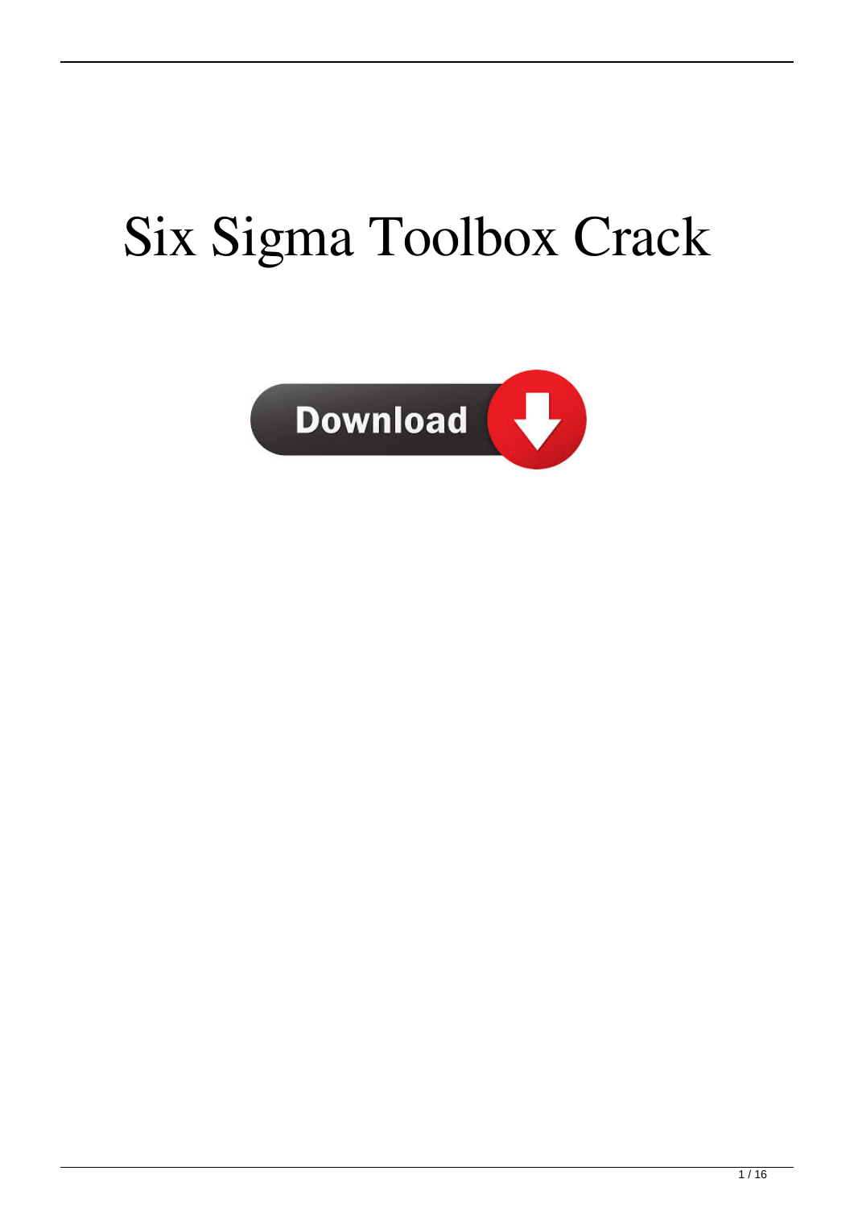# Six Sigma Toolbox Crack

Download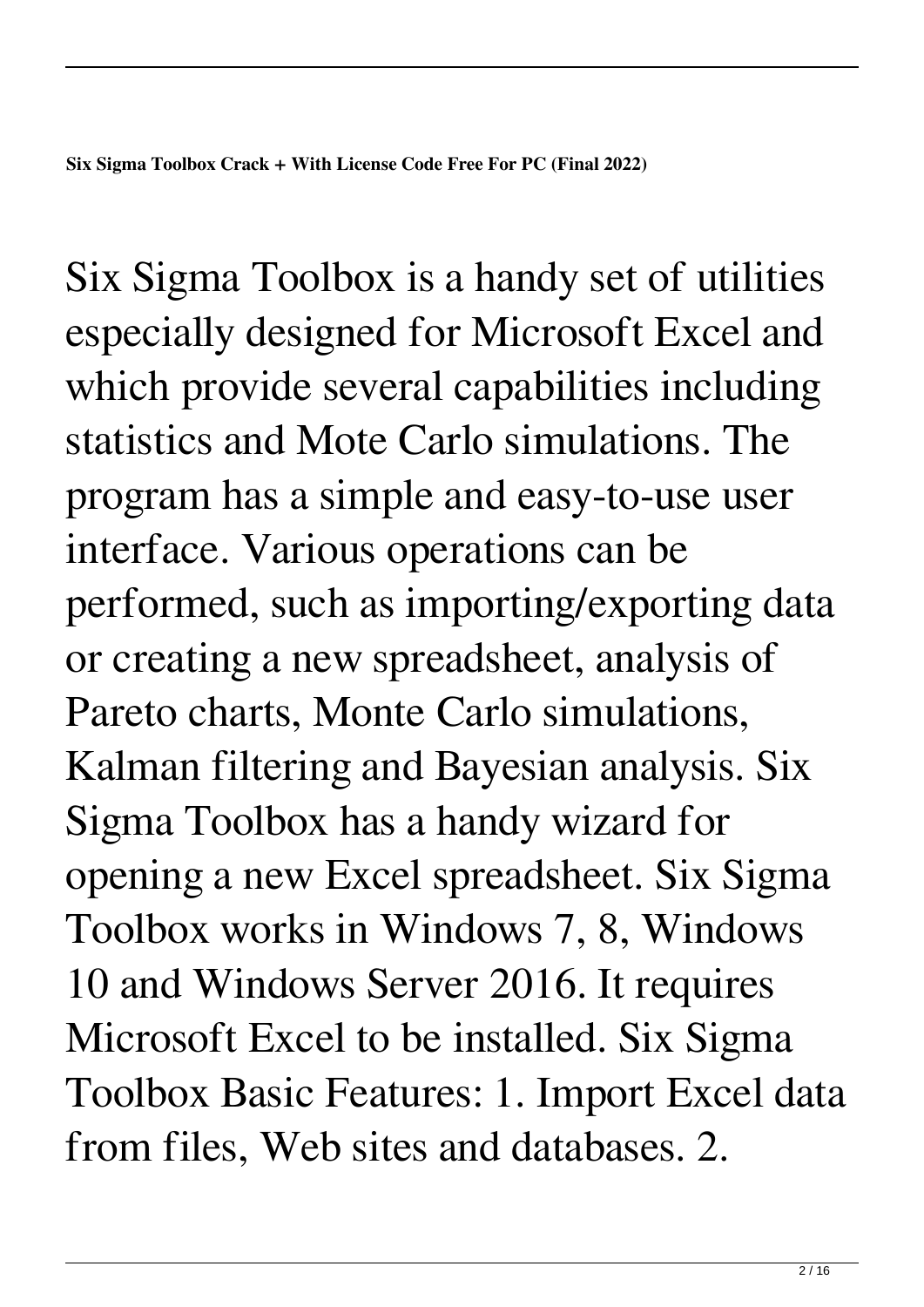**Six Sigma Toolbox Crack + With License Code Free For PC (Final 2022)**

Six Sigma Toolbox is a handy set of utilities especially designed for Microsoft Excel and which provide several capabilities including statistics and Mote Carlo simulations. The program has a simple and easy-to-use user interface. Various operations can be performed, such as importing/exporting data or creating a new spreadsheet, analysis of Pareto charts, Monte Carlo simulations, Kalman filtering and Bayesian analysis. Six Sigma Toolbox has a handy wizard for opening a new Excel spreadsheet. Six Sigma Toolbox works in Windows 7, 8, Windows 10 and Windows Server 2016. It requires Microsoft Excel to be installed. Six Sigma Toolbox Basic Features: 1. Import Excel data from files, Web sites and databases. 2.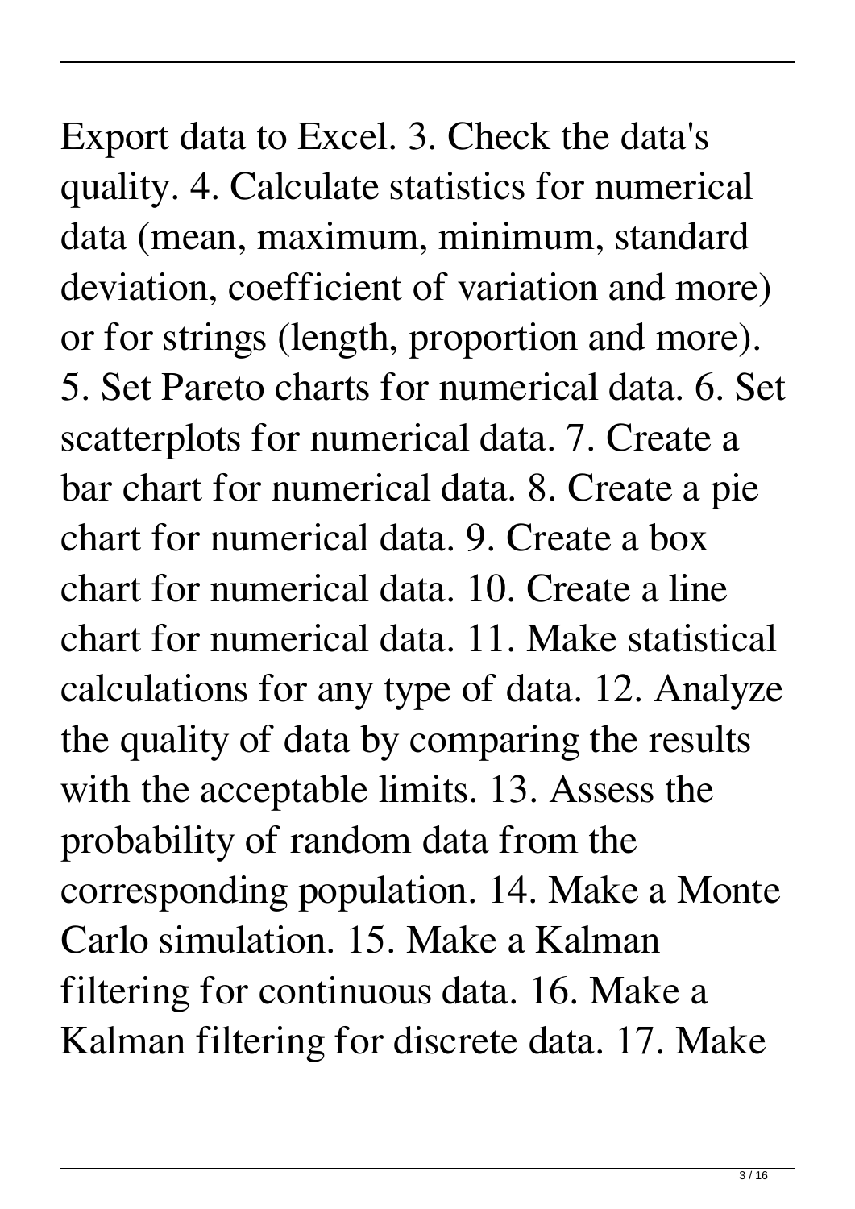Export data to Excel. 3. Check the data's quality. 4. Calculate statistics for numerical data (mean, maximum, minimum, standard deviation, coefficient of variation and more) or for strings (length, proportion and more). 5. Set Pareto charts for numerical data. 6. Set scatterplots for numerical data. 7. Create a bar chart for numerical data. 8. Create a pie chart for numerical data. 9. Create a box chart for numerical data. 10. Create a line chart for numerical data. 11. Make statistical calculations for any type of data. 12. Analyze the quality of data by comparing the results with the acceptable limits. 13. Assess the probability of random data from the corresponding population. 14. Make a Monte Carlo simulation. 15. Make a Kalman filtering for continuous data. 16. Make a Kalman filtering for discrete data. 17. Make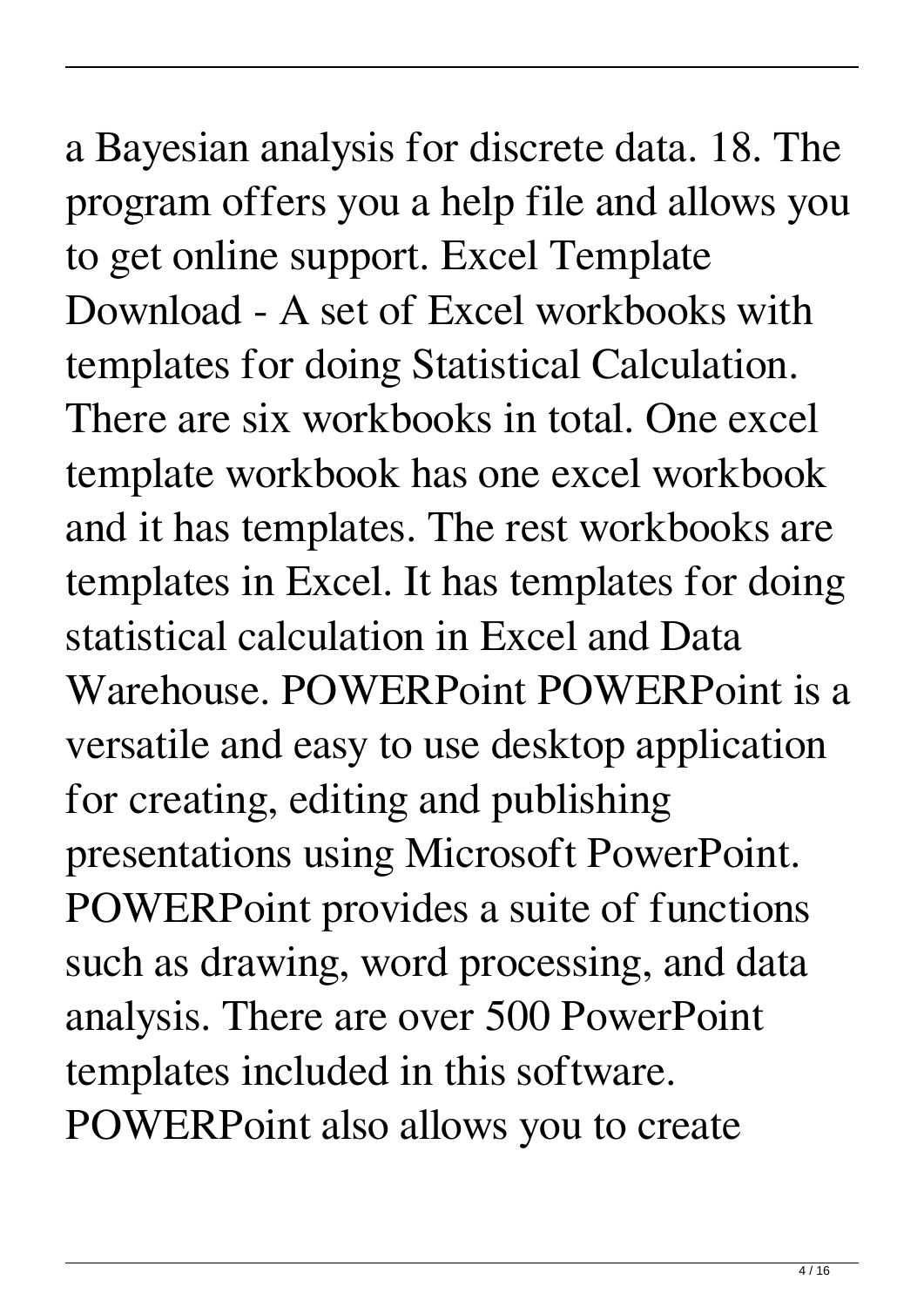a Bayesian analysis for discrete data. 18. The program offers you a help file and allows you to get online support. Excel Template Download - A set of Excel workbooks with templates for doing Statistical Calculation. There are six workbooks in total. One excel template workbook has one excel workbook and it has templates. The rest workbooks are templates in Excel. It has templates for doing statistical calculation in Excel and Data Warehouse. POWERPoint POWERPoint is a versatile and easy to use desktop application for creating, editing and publishing presentations using Microsoft PowerPoint. POWERPoint provides a suite of functions such as drawing, word processing, and data analysis. There are over 500 PowerPoint templates included in this software. POWERPoint also allows you to create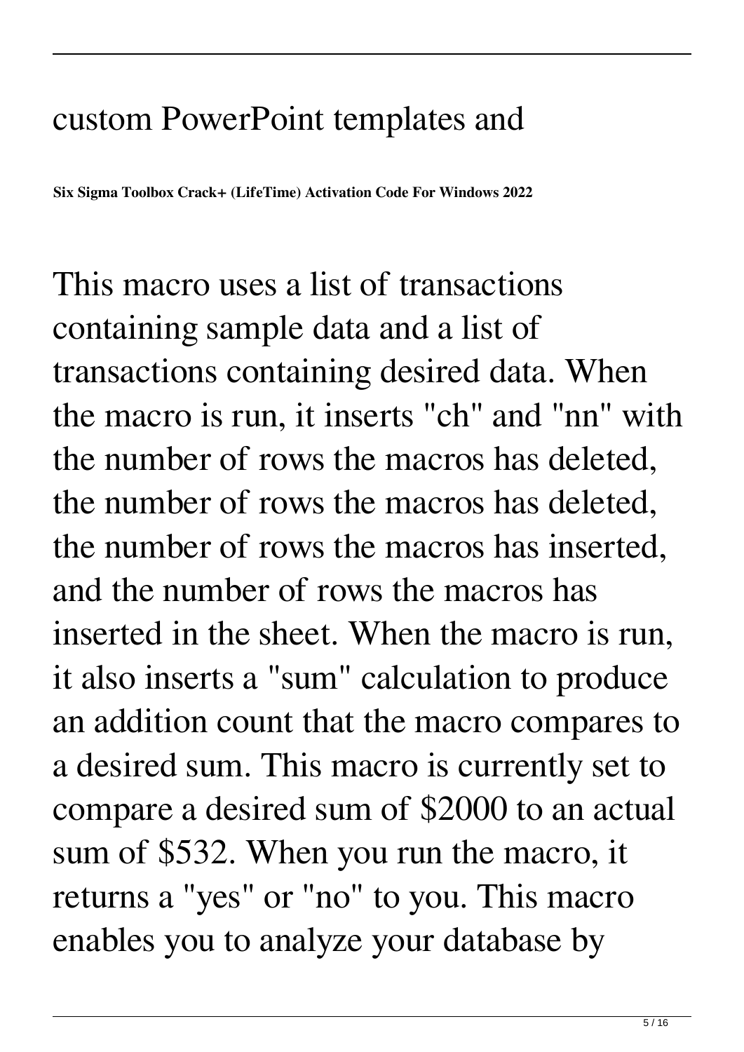custom PowerPoint templates and

**Six Sigma Toolbox Crack+ (LifeTime) Activation Code For Windows 2022**

This macro uses a list of transactions containing sample data and a list of transactions containing desired data. When the macro is run, it inserts "ch" and "nn" with the number of rows the macros has deleted, the number of rows the macros has deleted, the number of rows the macros has inserted, and the number of rows the macros has inserted in the sheet. When the macro is run, it also inserts a "sum" calculation to produce an addition count that the macro compares to a desired sum. This macro is currently set to compare a desired sum of $2000 to an actual sum of $532. When you run the macro, it returns a "yes" or "no" to you. This macro enables you to analyze your database by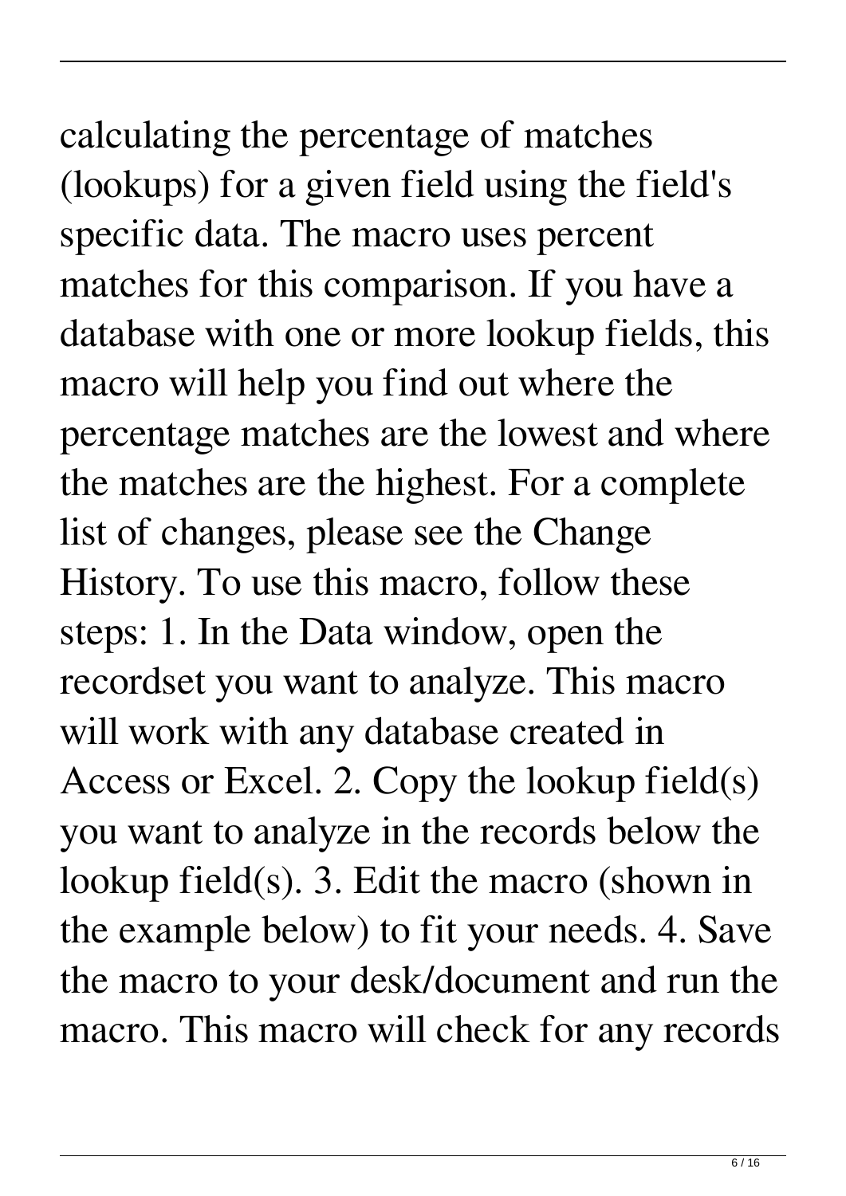calculating the percentage of matches (lookups) for a given field using the field's specific data. The macro uses percent matches for this comparison. If you have a database with one or more lookup fields, this macro will help you find out where the percentage matches are the lowest and where the matches are the highest. For a complete list of changes, please see the Change History. To use this macro, follow these steps: 1. In the Data window, open the recordset you want to analyze. This macro will work with any database created in Access or Excel. 2. Copy the lookup field(s) you want to analyze in the records below the lookup field(s). 3. Edit the macro (shown in the example below) to fit your needs. 4. Save the macro to your desk/document and run the macro. This macro will check for any records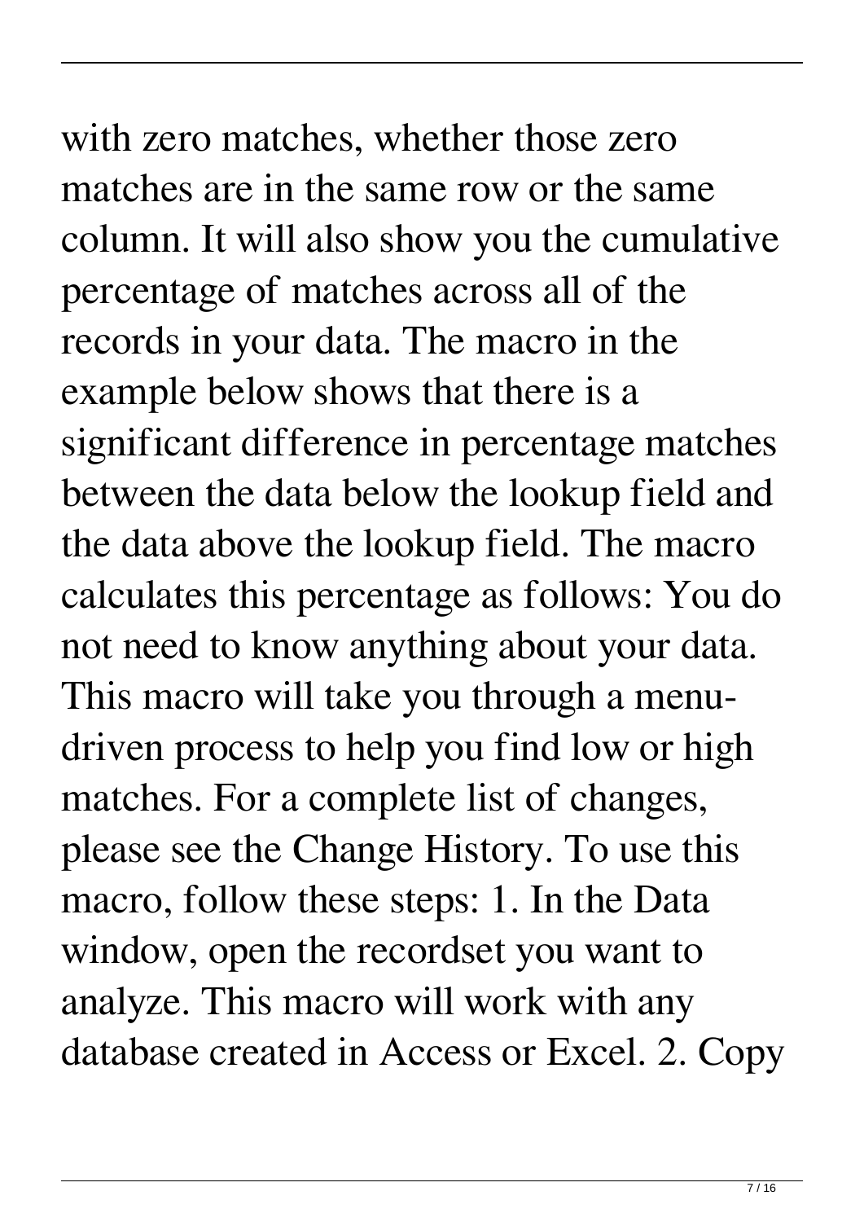with zero matches, whether those zero matches are in the same row or the same column. It will also show you the cumulative percentage of matches across all of the records in your data. The macro in the example below shows that there is a significant difference in percentage matches between the data below the lookup field and the data above the lookup field. The macro calculates this percentage as follows: You do not need to know anything about your data. This macro will take you through a menu-driven process to help you find low or high matches. For a complete list of changes, please see the Change History. To use this macro, follow these steps: 1. In the Data window, open the recordset you want to analyze. This macro will work with any database created in Access or Excel. 2. Copy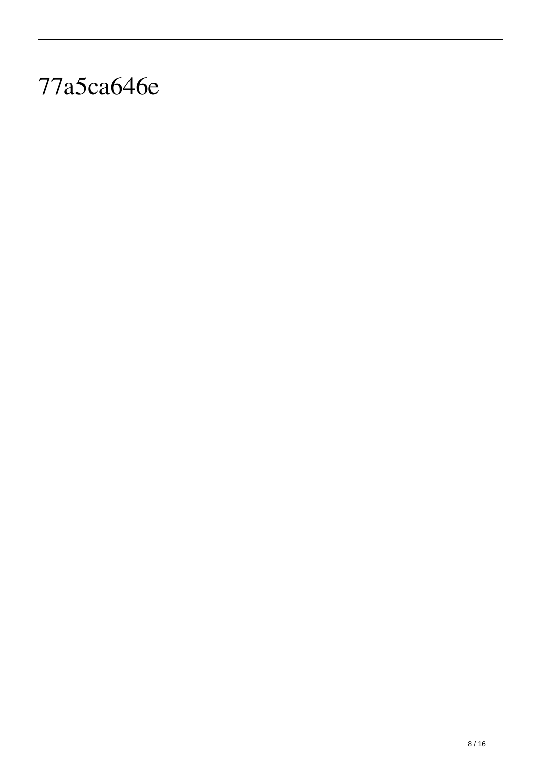77a5ca646e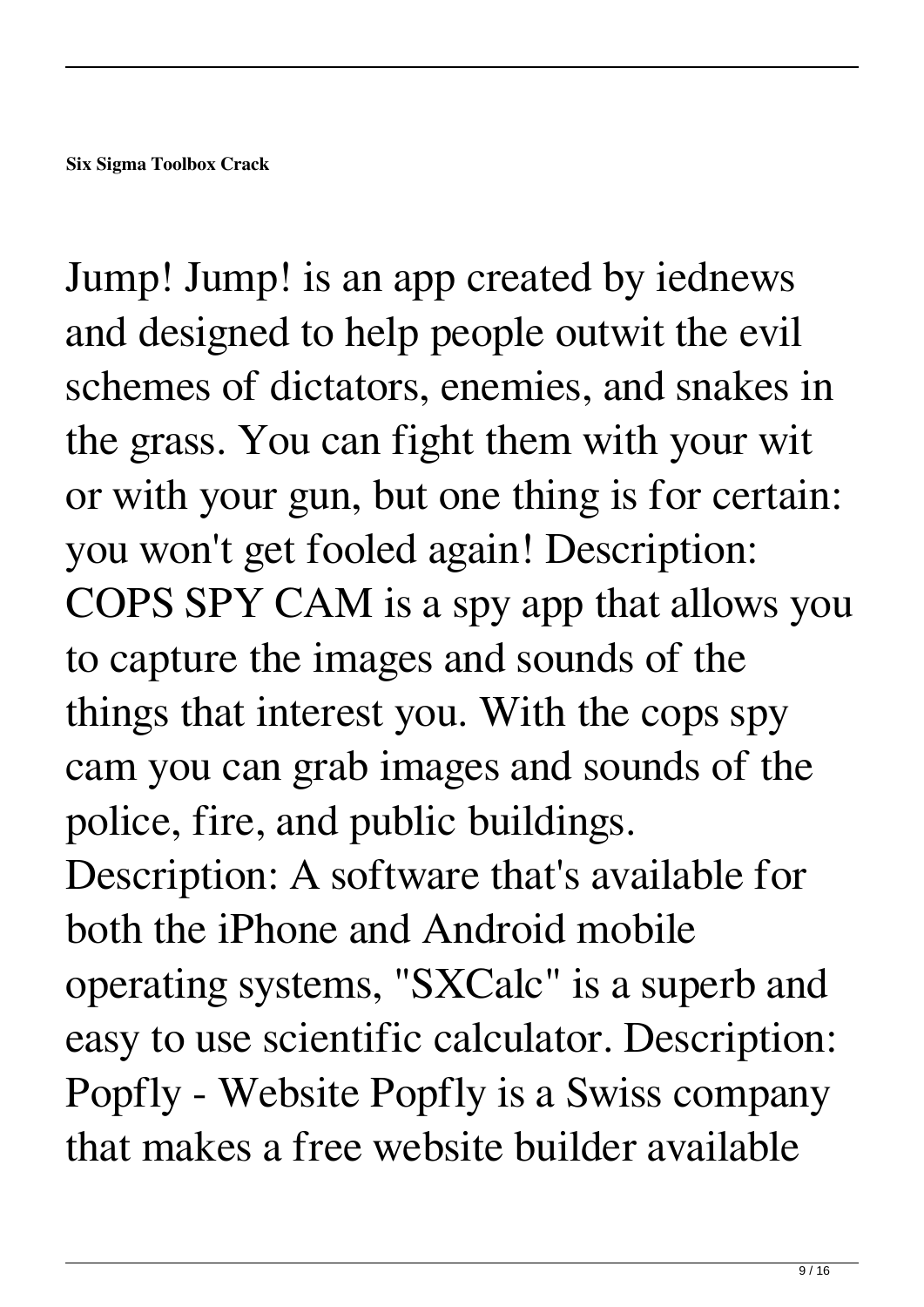**Six Sigma Toolbox Crack**

Jump! Jump! is an app created by iednews and designed to help people outwit the evil schemes of dictators, enemies, and snakes in the grass. You can fight them with your wit or with your gun, but one thing is for certain: you won't get fooled again! Description: COPS SPY CAM is a spy app that allows you to capture the images and sounds of the things that interest you. With the cops spy cam you can grab images and sounds of the police, fire, and public buildings. Description: A software that's available for both the iPhone and Android mobile operating systems, "SXCalc" is a superb and easy to use scientific calculator. Description: Popfly - Website Popfly is a Swiss company that makes a free website builder available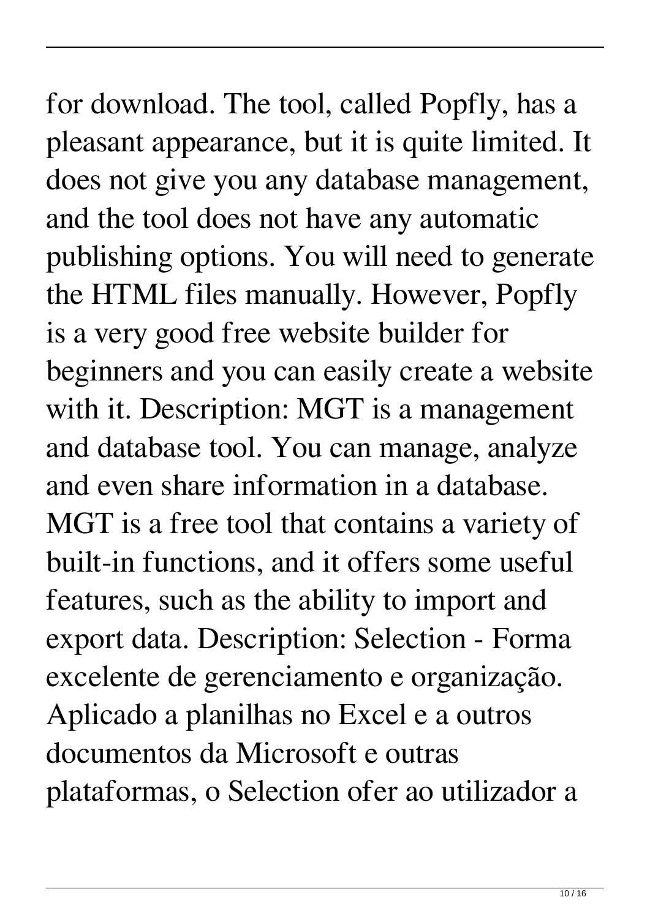for download. The tool, called Popfly, has a pleasant appearance, but it is quite limited. It does not give you any database management, and the tool does not have any automatic publishing options. You will need to generate the HTML files manually. However, Popfly is a very good free website builder for beginners and you can easily create a website with it. Description: MGT is a management and database tool. You can manage, analyze and even share information in a database. MGT is a free tool that contains a variety of built-in functions, and it offers some useful features, such as the ability to import and export data. Description: Selection - Forma excelente de gerenciamento e organização. Aplicado a planilhas no Excel e a outros documentos da Microsoft e outras plataformas, o Selection ofer ao utilizador a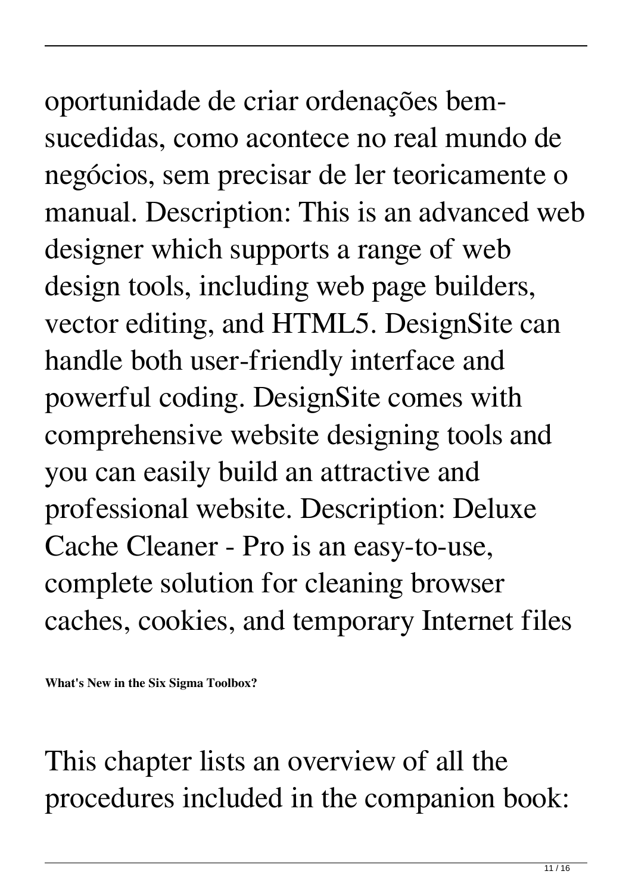oportunidade de criar ordenações bem-sucedidas, como acontece no real mundo de negócios, sem precisar de ler teoricamente o manual. Description: This is an advanced web designer which supports a range of web design tools, including web page builders, vector editing, and HTML5. DesignSite can handle both user-friendly interface and powerful coding. DesignSite comes with comprehensive website designing tools and you can easily build an attractive and professional website. Description: Deluxe Cache Cleaner - Pro is an easy-to-use, complete solution for cleaning browser caches, cookies, and temporary Internet files

**What's New in the Six Sigma Toolbox?**

This chapter lists an overview of all the procedures included in the companion book: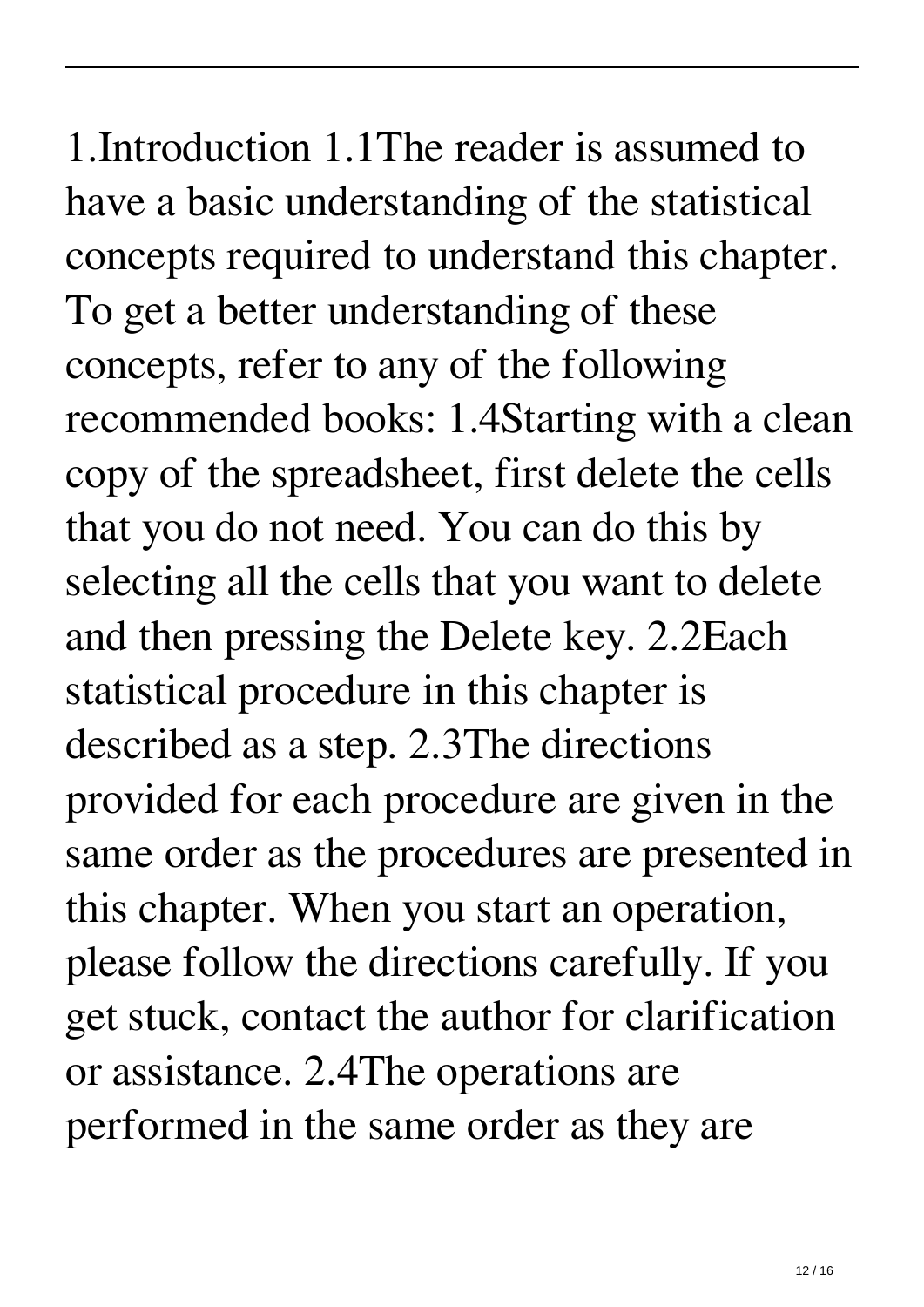1.Introduction 1.1The reader is assumed to have a basic understanding of the statistical concepts required to understand this chapter. To get a better understanding of these concepts, refer to any of the following recommended books: 1.4Starting with a clean copy of the spreadsheet, first delete the cells that you do not need. You can do this by selecting all the cells that you want to delete and then pressing the Delete key. 2.2Each statistical procedure in this chapter is described as a step. 2.3The directions provided for each procedure are given in the same order as the procedures are presented in this chapter. When you start an operation, please follow the directions carefully. If you get stuck, contact the author for clarification or assistance. 2.4The operations are performed in the same order as they are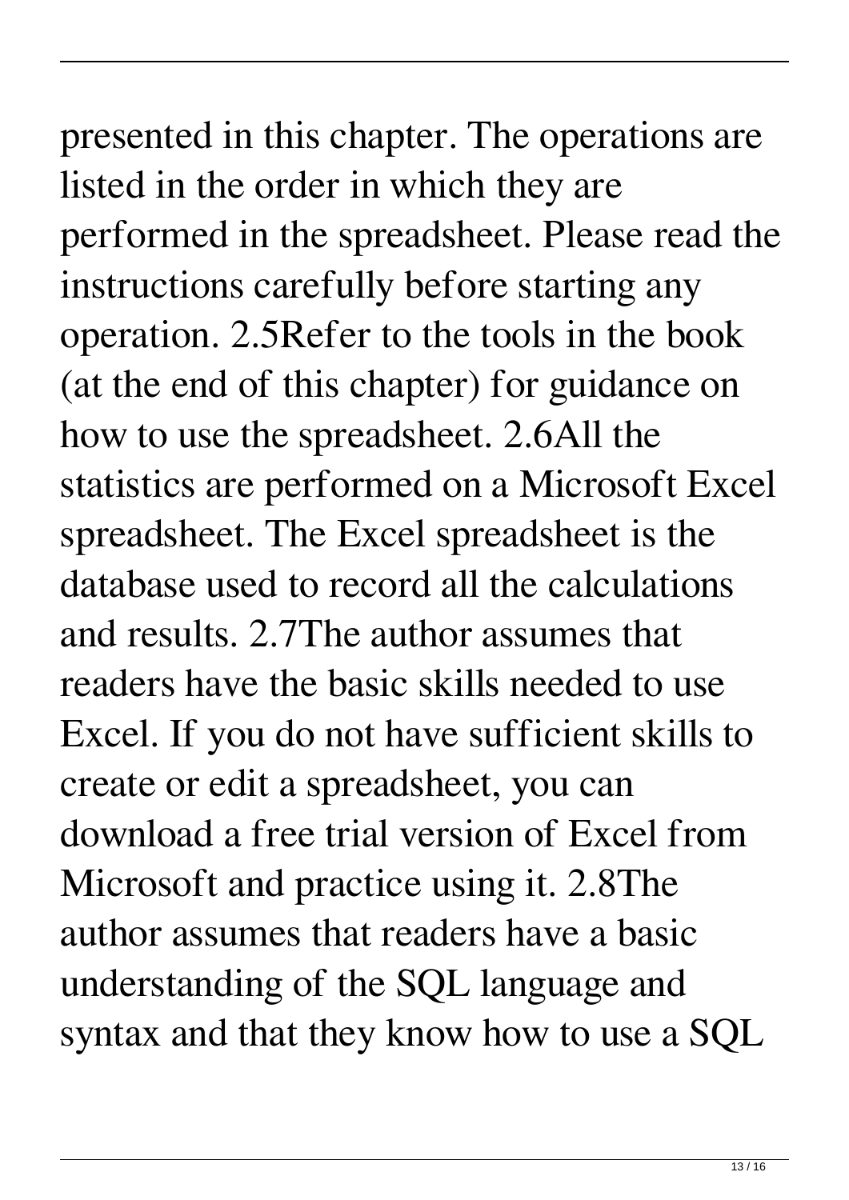presented in this chapter. The operations are listed in the order in which they are performed in the spreadsheet. Please read the instructions carefully before starting any operation. 2.5Refer to the tools in the book (at the end of this chapter) for guidance on how to use the spreadsheet. 2.6All the statistics are performed on a Microsoft Excel spreadsheet. The Excel spreadsheet is the database used to record all the calculations and results. 2.7The author assumes that readers have the basic skills needed to use Excel. If you do not have sufficient skills to create or edit a spreadsheet, you can download a free trial version of Excel from Microsoft and practice using it. 2.8The author assumes that readers have a basic understanding of the SQL language and syntax and that they know how to use a SQL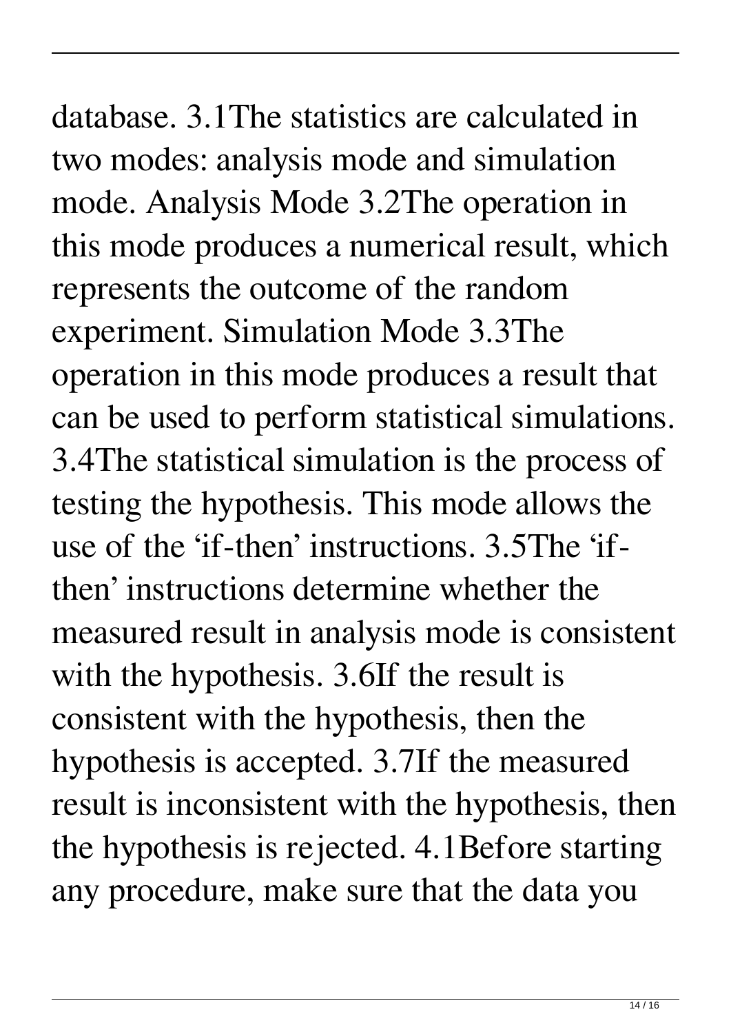database. 3.1The statistics are calculated in two modes: analysis mode and simulation mode. Analysis Mode 3.2The operation in this mode produces a numerical result, which represents the outcome of the random experiment. Simulation Mode 3.3The operation in this mode produces a result that can be used to perform statistical simulations. 3.4The statistical simulation is the process of testing the hypothesis. This mode allows the use of the 'if-then' instructions. 3.5The 'if-then' instructions determine whether the measured result in analysis mode is consistent with the hypothesis. 3.6If the result is consistent with the hypothesis, then the hypothesis is accepted. 3.7If the measured result is inconsistent with the hypothesis, then the hypothesis is rejected. 4.1Before starting any procedure, make sure that the data you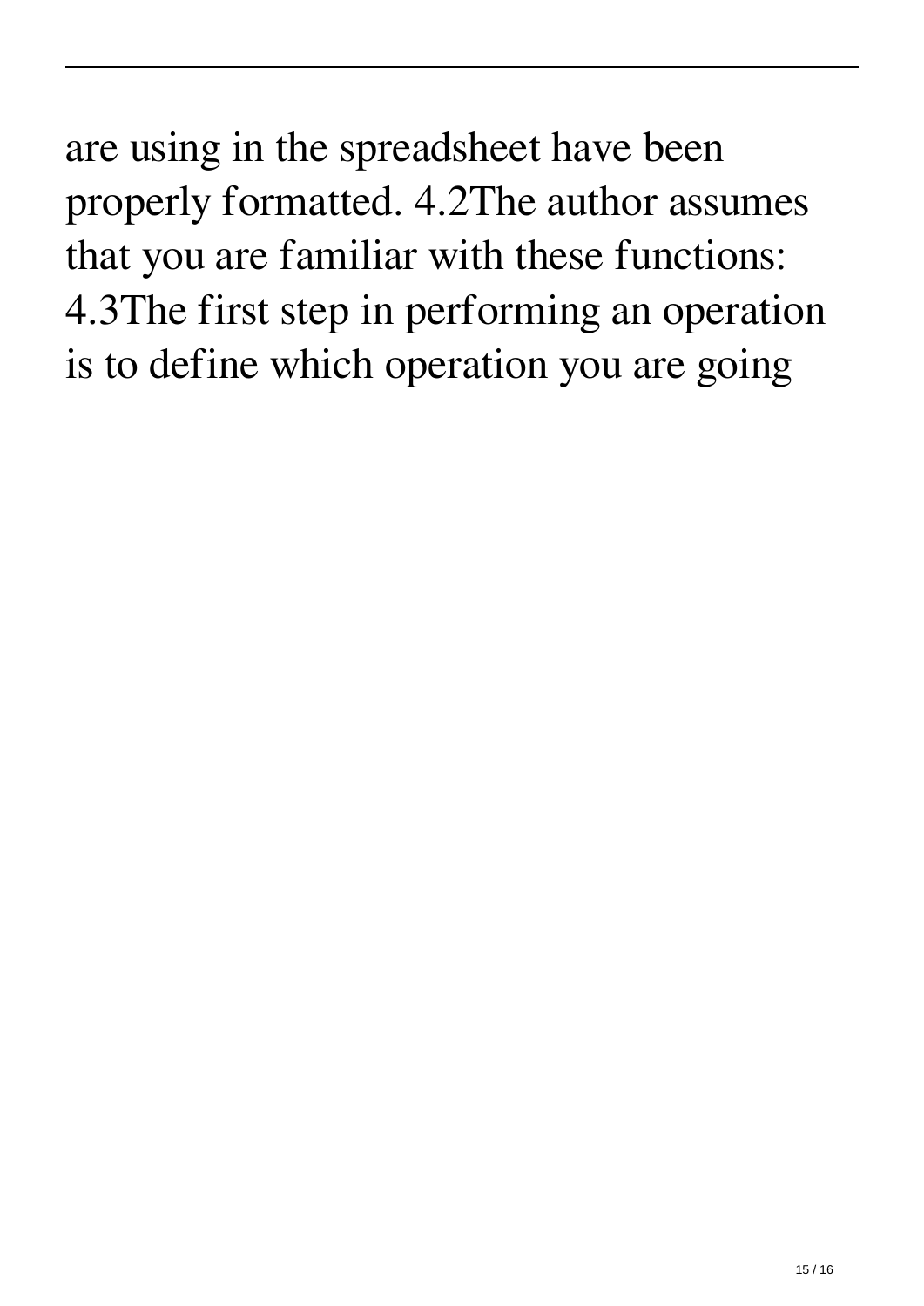are using in the spreadsheet have been properly formatted. 4.2The author assumes that you are familiar with these functions: 4.3The first step in performing an operation is to define which operation you are going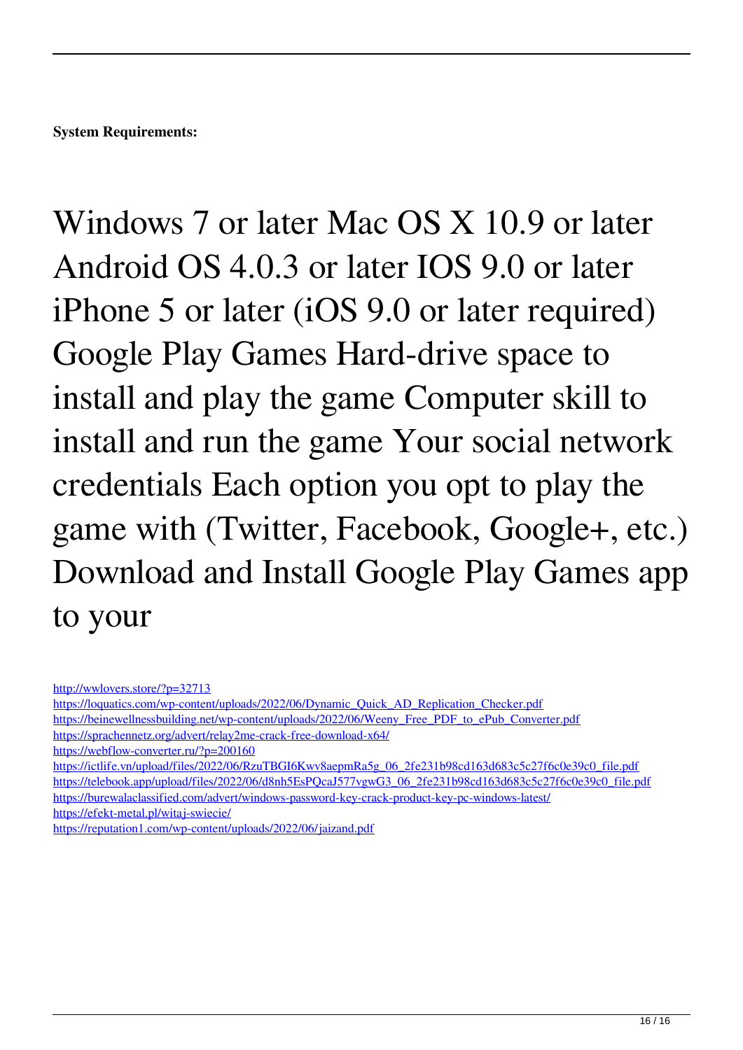**System Requirements:**

Windows 7 or later Mac OS X 10.9 or later Android OS 4.0.3 or later IOS 9.0 or later iPhone 5 or later (iOS 9.0 or later required) Google Play Games Hard-drive space to install and play the game Computer skill to install and run the game Your social network credentials Each option you opt to play the game with (Twitter, Facebook, Google+, etc.) Download and Install Google Play Games app to your

http://wwlovers.store/?p=32713
https://loquatics.com/wp-content/uploads/2022/06/Dynamic_Quick_AD_Replication_Checker.pdf
https://beinewellnessbuilding.net/wp-content/uploads/2022/06/Weeny_Free_PDF_to_ePub_Converter.pdf
https://sprachennetz.org/advert/relay2me-crack-free-download-x64/
https://webflow-converter.ru/?p=200160
https://ictlife.vn/upload/files/2022/06/RzuTBGI6Kwv8aepmRa5g_06_2fe231b98cd163d683c5c27f6c0e39c0_file.pdf
https://telebook.app/upload/files/2022/06/d8nh5EsPQcaJ577vgwG3_06_2fe231b98cd163d683c5c27f6c0e39c0_file.pdf
https://burewalaclassified.com/advert/windows-password-key-crack-product-key-pc-windows-latest/
https://efekt-metal.pl/witaj-swiecie/
https://reputation1.com/wp-content/uploads/2022/06/jaizand.pdf